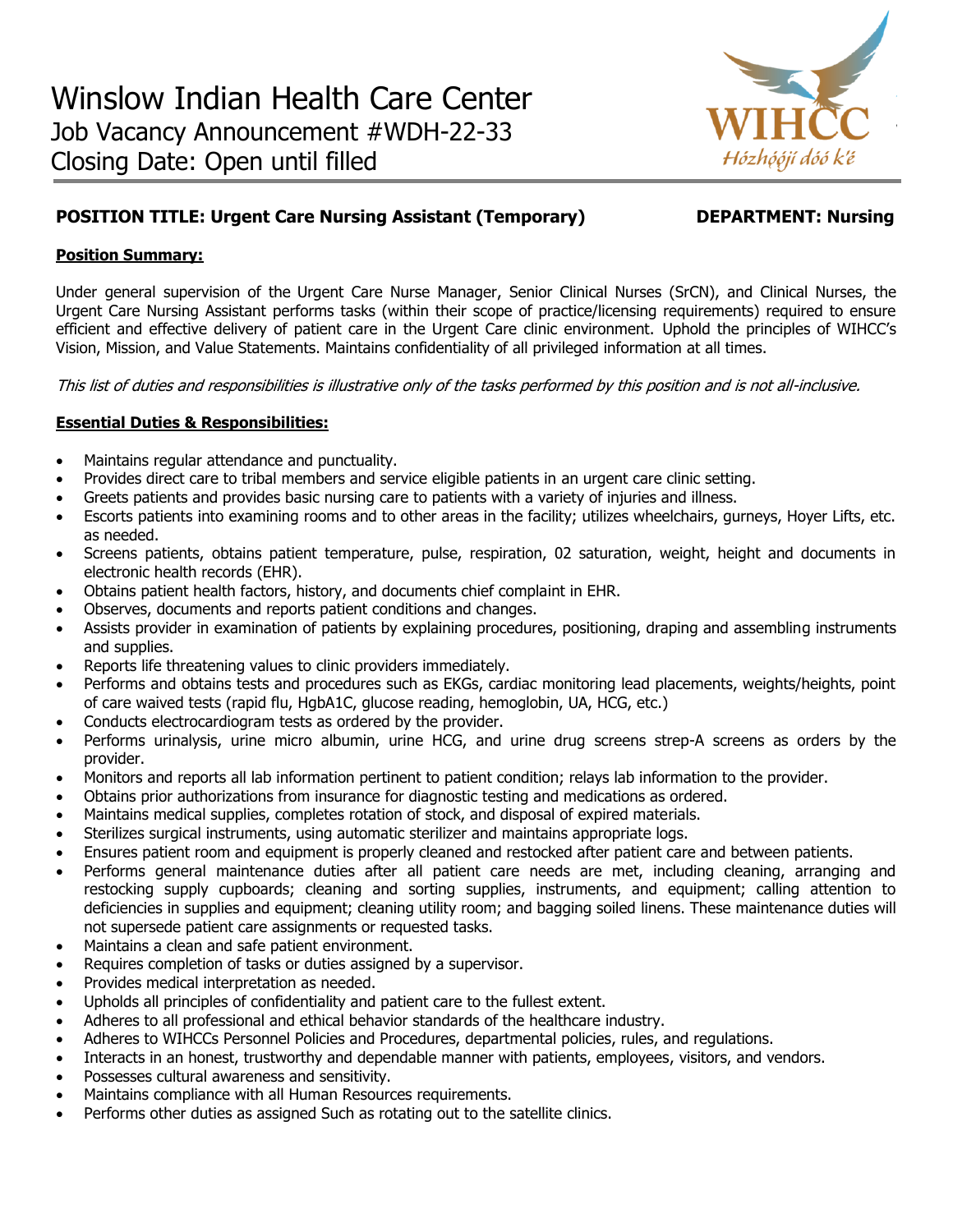# Winslow Indian Health Care Center

## Job Vacancy Announcement #WDH-22-33

## Closing Date: Open until filled

WIHCC
Hózhóójí dóó k'é

**POSITION TITLE: Urgent Care Nursing Assistant (Temporary)** **DEPARTMENT: Nursing**

**Position Summary:**

Under general supervision of the Urgent Care Nurse Manager, Senior Clinical Nurses (SrCN), and Clinical Nurses, the Urgent Care Nursing Assistant performs tasks (within their scope of practice/licensing requirements) required to ensure efficient and effective delivery of patient care in the Urgent Care clinic environment. Uphold the principles of WIHCC's Vision, Mission, and Value Statements. Maintains confidentiality of all privileged information at all times.

*This list of duties and responsibilities is illustrative only of the tasks performed by this position and is not all-inclusive.*

**Essential Duties & Responsibilities:**

- Maintains regular attendance and punctuality.
- Provides direct care to tribal members and service eligible patients in an urgent care clinic setting.
- Greets patients and provides basic nursing care to patients with a variety of injuries and illness.
- Escorts patients into examining rooms and to other areas in the facility; utilizes wheelchairs, gurneys, Hoyer Lifts, etc. as needed.
- Screens patients, obtains patient temperature, pulse, respiration, 02 saturation, weight, height and documents in electronic health records (EHR).
- Obtains patient health factors, history, and documents chief complaint in EHR.
- Observes, documents and reports patient conditions and changes.
- Assists provider in examination of patients by explaining procedures, positioning, draping and assembling instruments and supplies.
- Reports life threatening values to clinic providers immediately.
- Performs and obtains tests and procedures such as EKGs, cardiac monitoring lead placements, weights/heights, point of care waived tests (rapid flu, HgbA1C, glucose reading, hemoglobin, UA, HCG, etc.)
- Conducts electrocardiogram tests as ordered by the provider.
- Performs urinalysis, urine micro albumin, urine HCG, and urine drug screens strep-A screens as orders by the provider.
- Monitors and reports all lab information pertinent to patient condition; relays lab information to the provider.
- Obtains prior authorizations from insurance for diagnostic testing and medications as ordered.
- Maintains medical supplies, completes rotation of stock, and disposal of expired materials.
- Sterilizes surgical instruments, using automatic sterilizer and maintains appropriate logs.
- Ensures patient room and equipment is properly cleaned and restocked after patient care and between patients.
- Performs general maintenance duties after all patient care needs are met, including cleaning, arranging and restocking supply cupboards; cleaning and sorting supplies, instruments, and equipment; calling attention to deficiencies in supplies and equipment; cleaning utility room; and bagging soiled linens. These maintenance duties will not supersede patient care assignments or requested tasks.
- Maintains a clean and safe patient environment.
- Requires completion of tasks or duties assigned by a supervisor.
- Provides medical interpretation as needed.
- Upholds all principles of confidentiality and patient care to the fullest extent.
- Adheres to all professional and ethical behavior standards of the healthcare industry.
- Adheres to WIHCCs Personnel Policies and Procedures, departmental policies, rules, and regulations.
- Interacts in an honest, trustworthy and dependable manner with patients, employees, visitors, and vendors.
- Possesses cultural awareness and sensitivity.
- Maintains compliance with all Human Resources requirements.
- Performs other duties as assigned Such as rotating out to the satellite clinics.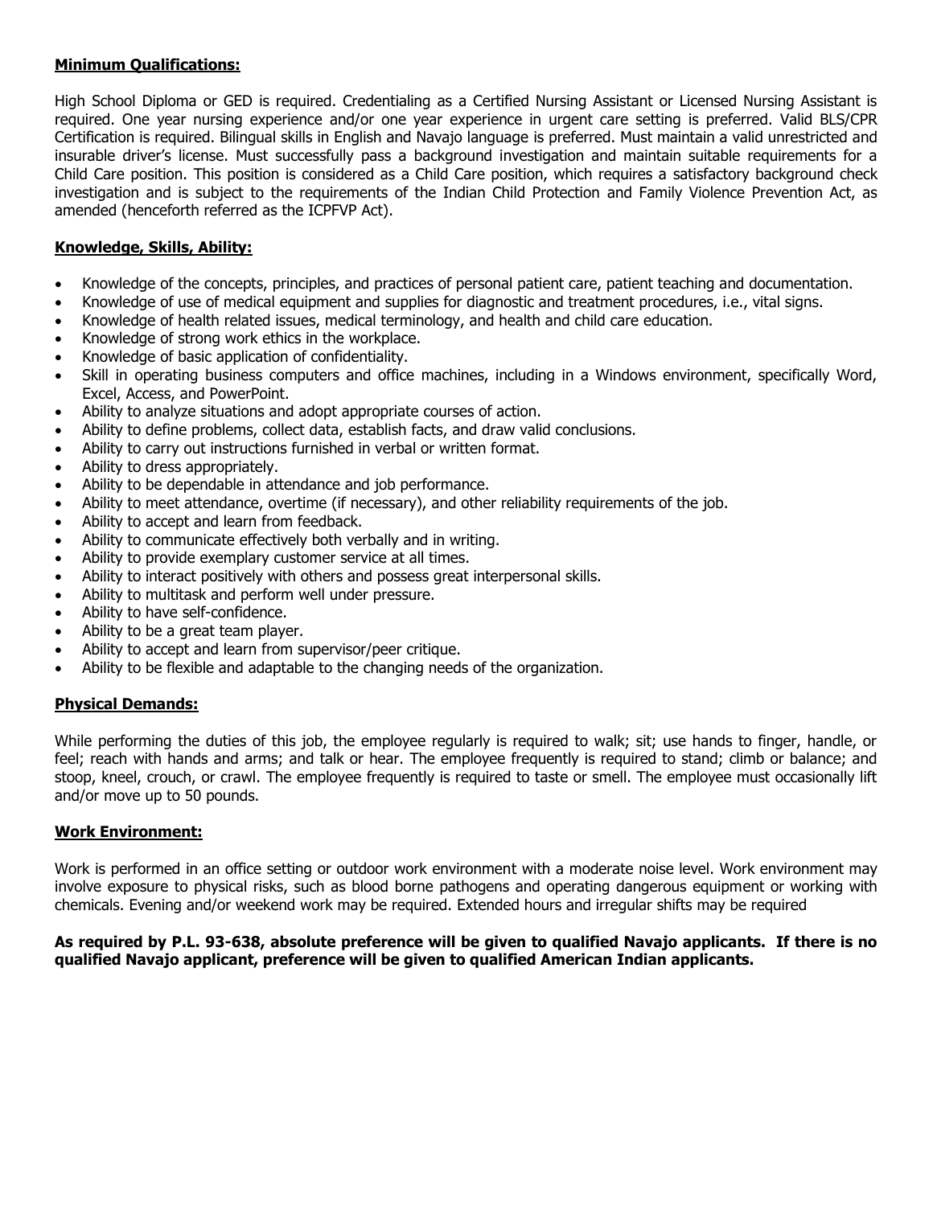**Minimum Qualifications:**

High School Diploma or GED is required. Credentialing as a Certified Nursing Assistant or Licensed Nursing Assistant is required. One year nursing experience and/or one year experience in urgent care setting is preferred. Valid BLS/CPR Certification is required. Bilingual skills in English and Navajo language is preferred. Must maintain a valid unrestricted and insurable driver's license. Must successfully pass a background investigation and maintain suitable requirements for a Child Care position. This position is considered as a Child Care position, which requires a satisfactory background check investigation and is subject to the requirements of the Indian Child Protection and Family Violence Prevention Act, as amended (henceforth referred as the ICPFVP Act).

**Knowledge, Skills, Ability:**

- Knowledge of the concepts, principles, and practices of personal patient care, patient teaching and documentation.
- Knowledge of use of medical equipment and supplies for diagnostic and treatment procedures, i.e., vital signs.
- Knowledge of health related issues, medical terminology, and health and child care education.
- Knowledge of strong work ethics in the workplace.
- Knowledge of basic application of confidentiality.
- Skill in operating business computers and office machines, including in a Windows environment, specifically Word, Excel, Access, and PowerPoint.
- Ability to analyze situations and adopt appropriate courses of action.
- Ability to define problems, collect data, establish facts, and draw valid conclusions.
- Ability to carry out instructions furnished in verbal or written format.
- Ability to dress appropriately.
- Ability to be dependable in attendance and job performance.
- Ability to meet attendance, overtime (if necessary), and other reliability requirements of the job.
- Ability to accept and learn from feedback.
- Ability to communicate effectively both verbally and in writing.
- Ability to provide exemplary customer service at all times.
- Ability to interact positively with others and possess great interpersonal skills.
- Ability to multitask and perform well under pressure.
- Ability to have self-confidence.
- Ability to be a great team player.
- Ability to accept and learn from supervisor/peer critique.
- Ability to be flexible and adaptable to the changing needs of the organization.

**Physical Demands:**

While performing the duties of this job, the employee regularly is required to walk; sit; use hands to finger, handle, or feel; reach with hands and arms; and talk or hear. The employee frequently is required to stand; climb or balance; and stoop, kneel, crouch, or crawl. The employee frequently is required to taste or smell. The employee must occasionally lift and/or move up to 50 pounds.

**Work Environment:**

Work is performed in an office setting or outdoor work environment with a moderate noise level. Work environment may involve exposure to physical risks, such as blood borne pathogens and operating dangerous equipment or working with chemicals. Evening and/or weekend work may be required. Extended hours and irregular shifts may be required

**As required by P.L. 93-638, absolute preference will be given to qualified Navajo applicants. If there is no qualified Navajo applicant, preference will be given to qualified American Indian applicants.**